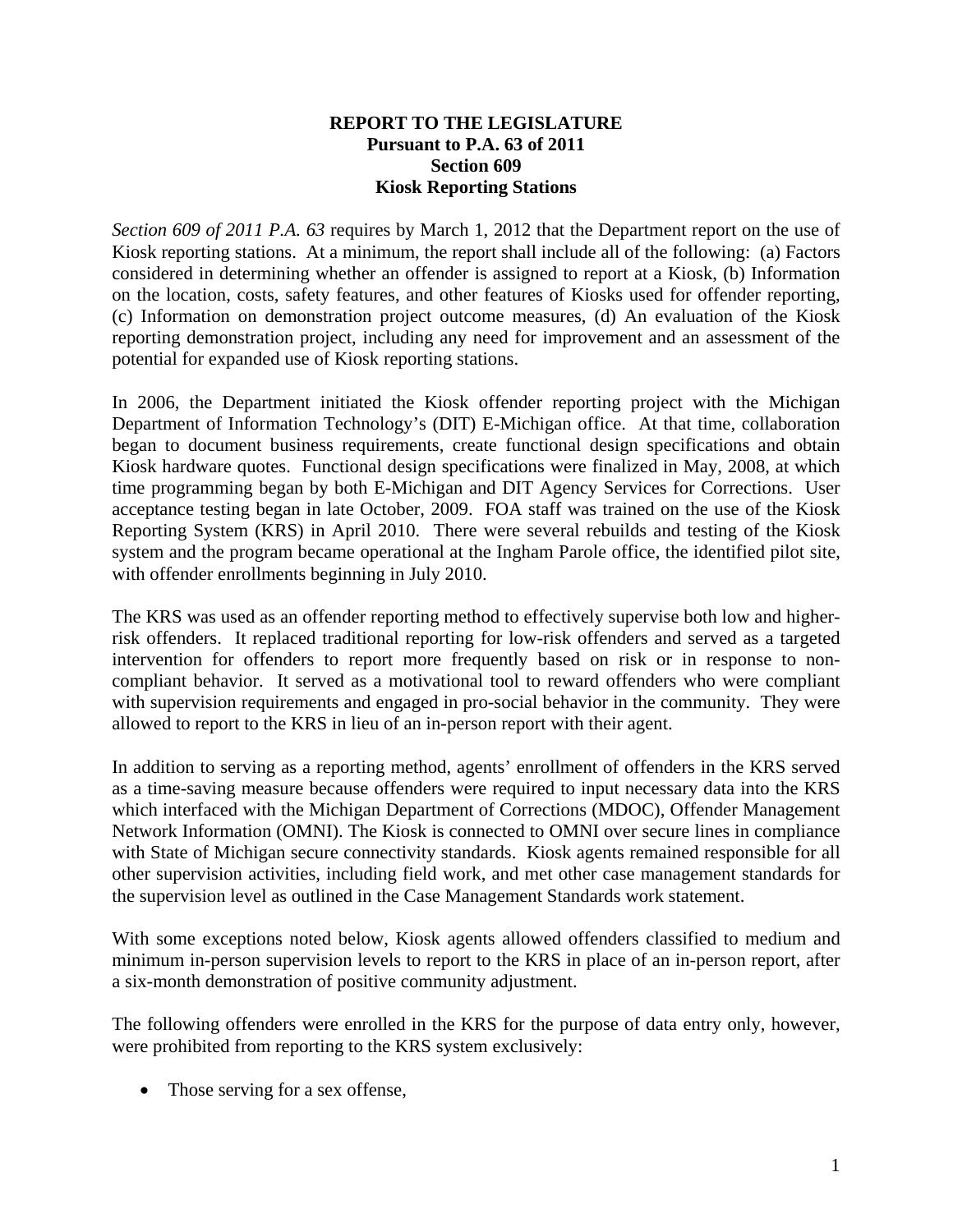**REPORT TO THE LEGISLATURE**
**Pursuant to P.A. 63 of 2011**
**Section 609**
**Kiosk Reporting Stations**

*Section 609 of 2011 P.A. 63* requires by March 1, 2012 that the Department report on the use of Kiosk reporting stations. At a minimum, the report shall include all of the following: (a) Factors considered in determining whether an offender is assigned to report at a Kiosk, (b) Information on the location, costs, safety features, and other features of Kiosks used for offender reporting, (c) Information on demonstration project outcome measures, (d) An evaluation of the Kiosk reporting demonstration project, including any need for improvement and an assessment of the potential for expanded use of Kiosk reporting stations.

In 2006, the Department initiated the Kiosk offender reporting project with the Michigan Department of Information Technology's (DIT) E-Michigan office. At that time, collaboration began to document business requirements, create functional design specifications and obtain Kiosk hardware quotes. Functional design specifications were finalized in May, 2008, at which time programming began by both E-Michigan and DIT Agency Services for Corrections. User acceptance testing began in late October, 2009. FOA staff was trained on the use of the Kiosk Reporting System (KRS) in April 2010. There were several rebuilds and testing of the Kiosk system and the program became operational at the Ingham Parole office, the identified pilot site, with offender enrollments beginning in July 2010.

The KRS was used as an offender reporting method to effectively supervise both low and higher-risk offenders. It replaced traditional reporting for low-risk offenders and served as a targeted intervention for offenders to report more frequently based on risk or in response to non-compliant behavior. It served as a motivational tool to reward offenders who were compliant with supervision requirements and engaged in pro-social behavior in the community. They were allowed to report to the KRS in lieu of an in-person report with their agent.

In addition to serving as a reporting method, agents' enrollment of offenders in the KRS served as a time-saving measure because offenders were required to input necessary data into the KRS which interfaced with the Michigan Department of Corrections (MDOC), Offender Management Network Information (OMNI). The Kiosk is connected to OMNI over secure lines in compliance with State of Michigan secure connectivity standards. Kiosk agents remained responsible for all other supervision activities, including field work, and met other case management standards for the supervision level as outlined in the Case Management Standards work statement.

With some exceptions noted below, Kiosk agents allowed offenders classified to medium and minimum in-person supervision levels to report to the KRS in place of an in-person report, after a six-month demonstration of positive community adjustment.

The following offenders were enrolled in the KRS for the purpose of data entry only, however, were prohibited from reporting to the KRS system exclusively:

- Those serving for a sex offense,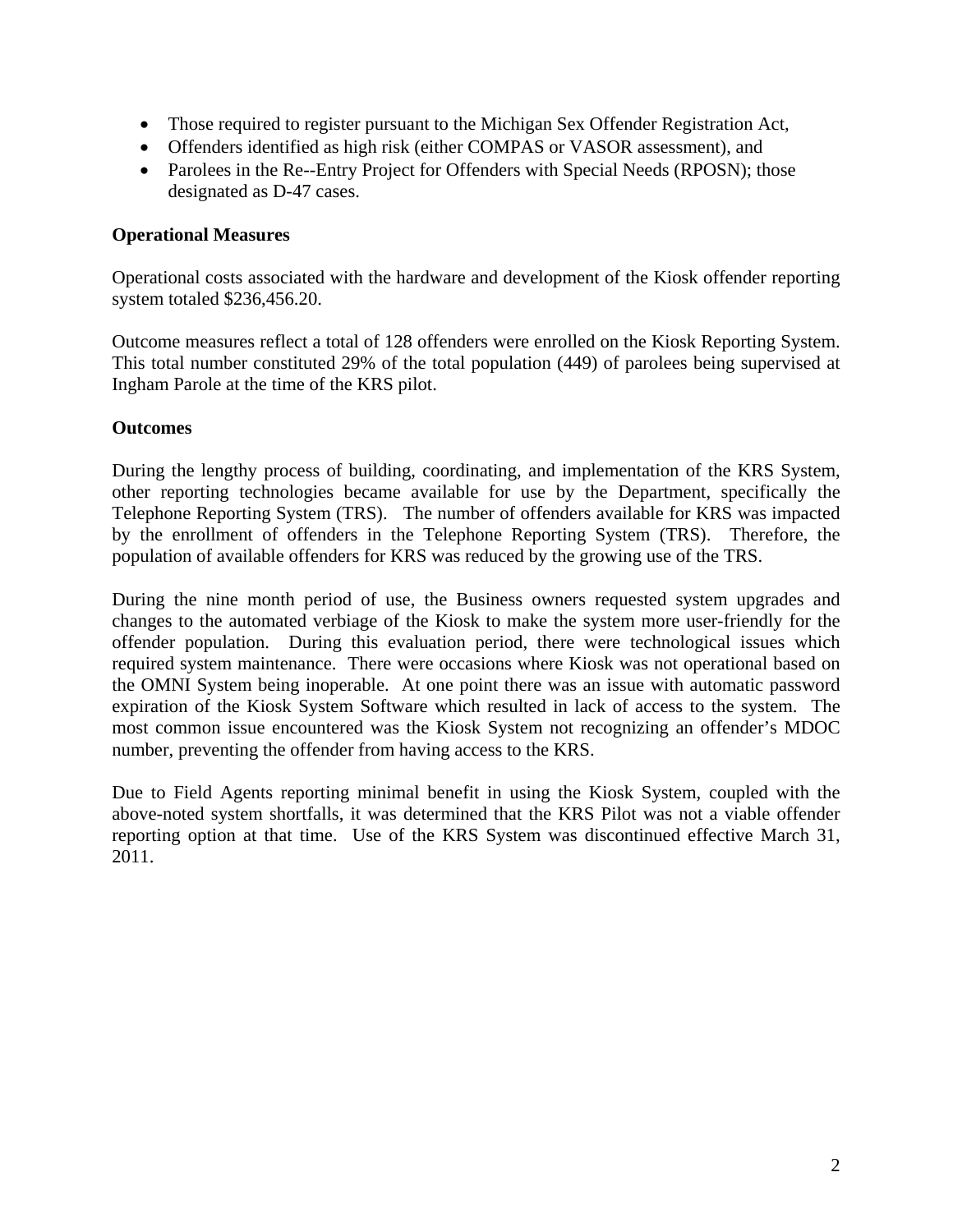- Those required to register pursuant to the Michigan Sex Offender Registration Act,
- Offenders identified as high risk (either COMPAS or VASOR assessment), and
- Parolees in the Re--Entry Project for Offenders with Special Needs (RPOSN); those designated as D-47 cases.

**Operational Measures**

Operational costs associated with the hardware and development of the Kiosk offender reporting system totaled $236,456.20.

Outcome measures reflect a total of 128 offenders were enrolled on the Kiosk Reporting System. This total number constituted 29% of the total population (449) of parolees being supervised at Ingham Parole at the time of the KRS pilot.

**Outcomes**

During the lengthy process of building, coordinating, and implementation of the KRS System, other reporting technologies became available for use by the Department, specifically the Telephone Reporting System (TRS). The number of offenders available for KRS was impacted by the enrollment of offenders in the Telephone Reporting System (TRS). Therefore, the population of available offenders for KRS was reduced by the growing use of the TRS.

During the nine month period of use, the Business owners requested system upgrades and changes to the automated verbiage of the Kiosk to make the system more user-friendly for the offender population. During this evaluation period, there were technological issues which required system maintenance. There were occasions where Kiosk was not operational based on the OMNI System being inoperable. At one point there was an issue with automatic password expiration of the Kiosk System Software which resulted in lack of access to the system. The most common issue encountered was the Kiosk System not recognizing an offender's MDOC number, preventing the offender from having access to the KRS.

Due to Field Agents reporting minimal benefit in using the Kiosk System, coupled with the above-noted system shortfalls, it was determined that the KRS Pilot was not a viable offender reporting option at that time. Use of the KRS System was discontinued effective March 31, 2011.